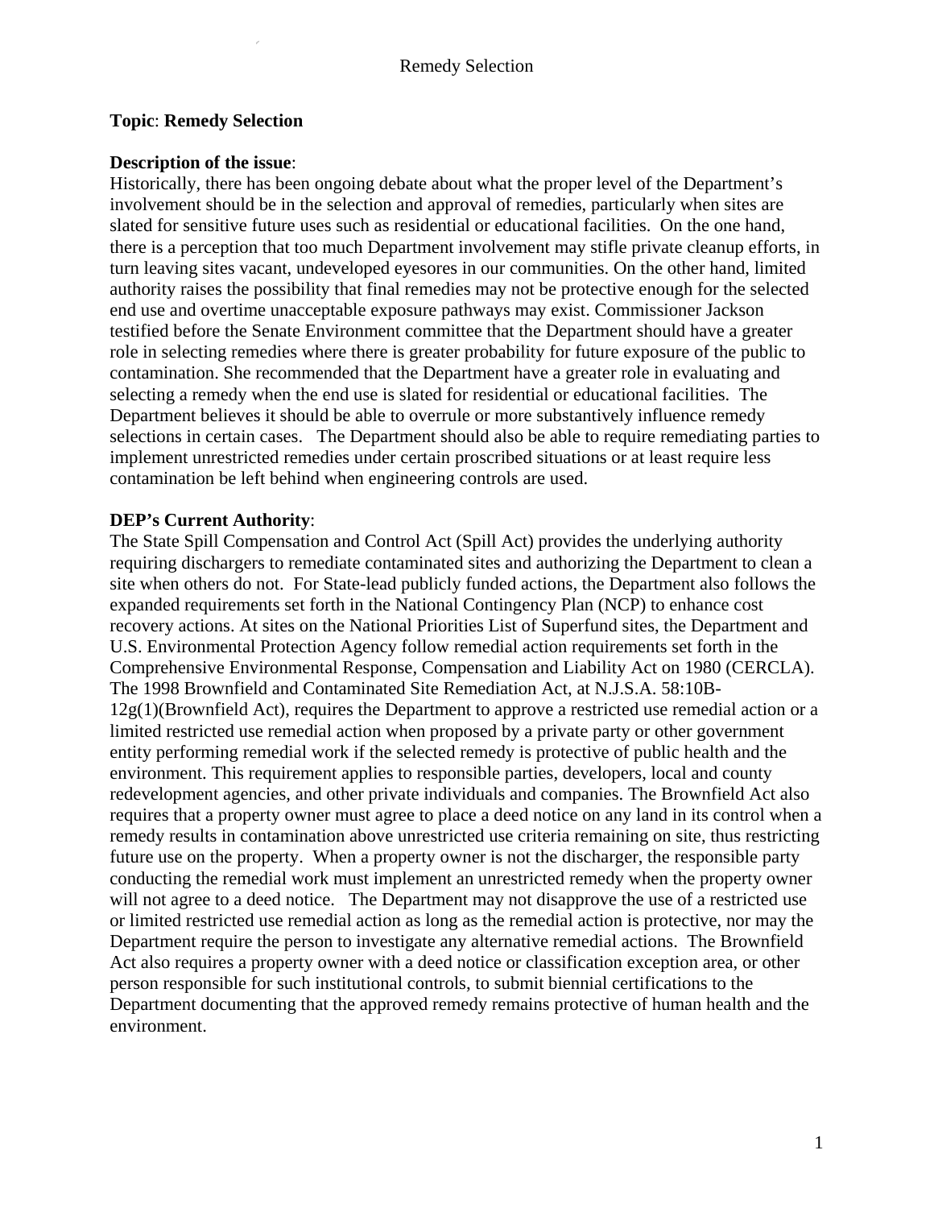**Topic**: **Remedy Selection**

**Description of the issue**:
Historically, there has been ongoing debate about what the proper level of the Department's involvement should be in the selection and approval of remedies, particularly when sites are slated for sensitive future uses such as residential or educational facilities. On the one hand, there is a perception that too much Department involvement may stifle private cleanup efforts, in turn leaving sites vacant, undeveloped eyesores in our communities. On the other hand, limited authority raises the possibility that final remedies may not be protective enough for the selected end use and overtime unacceptable exposure pathways may exist. Commissioner Jackson testified before the Senate Environment committee that the Department should have a greater role in selecting remedies where there is greater probability for future exposure of the public to contamination. She recommended that the Department have a greater role in evaluating and selecting a remedy when the end use is slated for residential or educational facilities. The Department believes it should be able to overrule or more substantively influence remedy selections in certain cases. The Department should also be able to require remediating parties to implement unrestricted remedies under certain proscribed situations or at least require less contamination be left behind when engineering controls are used.

**DEP's Current Authority**:
The State Spill Compensation and Control Act (Spill Act) provides the underlying authority requiring dischargers to remediate contaminated sites and authorizing the Department to clean a site when others do not. For State-lead publicly funded actions, the Department also follows the expanded requirements set forth in the National Contingency Plan (NCP) to enhance cost recovery actions. At sites on the National Priorities List of Superfund sites, the Department and U.S. Environmental Protection Agency follow remedial action requirements set forth in the Comprehensive Environmental Response, Compensation and Liability Act on 1980 (CERCLA). The 1998 Brownfield and Contaminated Site Remediation Act, at N.J.S.A. 58:10B-12g(1)(Brownfield Act), requires the Department to approve a restricted use remedial action or a limited restricted use remedial action when proposed by a private party or other government entity performing remedial work if the selected remedy is protective of public health and the environment. This requirement applies to responsible parties, developers, local and county redevelopment agencies, and other private individuals and companies. The Brownfield Act also requires that a property owner must agree to place a deed notice on any land in its control when a remedy results in contamination above unrestricted use criteria remaining on site, thus restricting future use on the property. When a property owner is not the discharger, the responsible party conducting the remedial work must implement an unrestricted remedy when the property owner will not agree to a deed notice. The Department may not disapprove the use of a restricted use or limited restricted use remedial action as long as the remedial action is protective, nor may the Department require the person to investigate any alternative remedial actions. The Brownfield Act also requires a property owner with a deed notice or classification exception area, or other person responsible for such institutional controls, to submit biennial certifications to the Department documenting that the approved remedy remains protective of human health and the environment.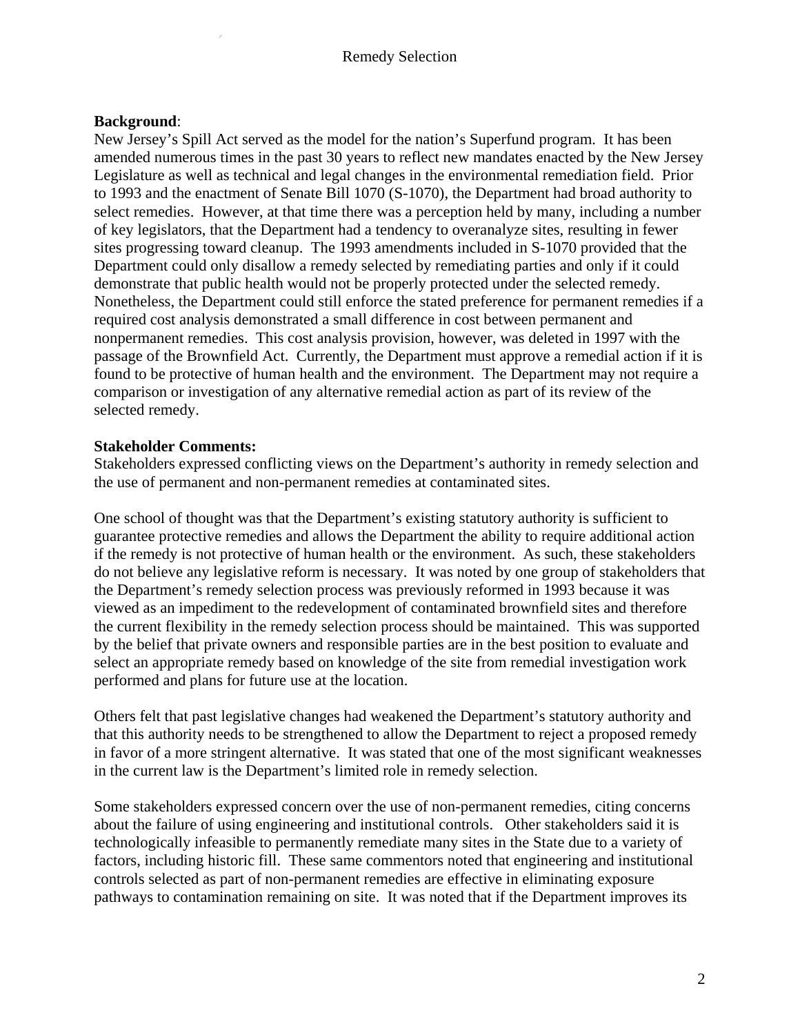# Remedy Selection

**Background**:
New Jersey's Spill Act served as the model for the nation's Superfund program. It has been amended numerous times in the past 30 years to reflect new mandates enacted by the New Jersey Legislature as well as technical and legal changes in the environmental remediation field. Prior to 1993 and the enactment of Senate Bill 1070 (S-1070), the Department had broad authority to select remedies. However, at that time there was a perception held by many, including a number of key legislators, that the Department had a tendency to overanalyze sites, resulting in fewer sites progressing toward cleanup. The 1993 amendments included in S-1070 provided that the Department could only disallow a remedy selected by remediating parties and only if it could demonstrate that public health would not be properly protected under the selected remedy. Nonetheless, the Department could still enforce the stated preference for permanent remedies if a required cost analysis demonstrated a small difference in cost between permanent and nonpermanent remedies. This cost analysis provision, however, was deleted in 1997 with the passage of the Brownfield Act. Currently, the Department must approve a remedial action if it is found to be protective of human health and the environment. The Department may not require a comparison or investigation of any alternative remedial action as part of its review of the selected remedy.

**Stakeholder Comments:**
Stakeholders expressed conflicting views on the Department's authority in remedy selection and the use of permanent and non-permanent remedies at contaminated sites.

One school of thought was that the Department's existing statutory authority is sufficient to guarantee protective remedies and allows the Department the ability to require additional action if the remedy is not protective of human health or the environment. As such, these stakeholders do not believe any legislative reform is necessary. It was noted by one group of stakeholders that the Department's remedy selection process was previously reformed in 1993 because it was viewed as an impediment to the redevelopment of contaminated brownfield sites and therefore the current flexibility in the remedy selection process should be maintained. This was supported by the belief that private owners and responsible parties are in the best position to evaluate and select an appropriate remedy based on knowledge of the site from remedial investigation work performed and plans for future use at the location.

Others felt that past legislative changes had weakened the Department's statutory authority and that this authority needs to be strengthened to allow the Department to reject a proposed remedy in favor of a more stringent alternative. It was stated that one of the most significant weaknesses in the current law is the Department's limited role in remedy selection.

Some stakeholders expressed concern over the use of non-permanent remedies, citing concerns about the failure of using engineering and institutional controls. Other stakeholders said it is technologically infeasible to permanently remediate many sites in the State due to a variety of factors, including historic fill. These same commentors noted that engineering and institutional controls selected as part of non-permanent remedies are effective in eliminating exposure pathways to contamination remaining on site. It was noted that if the Department improves its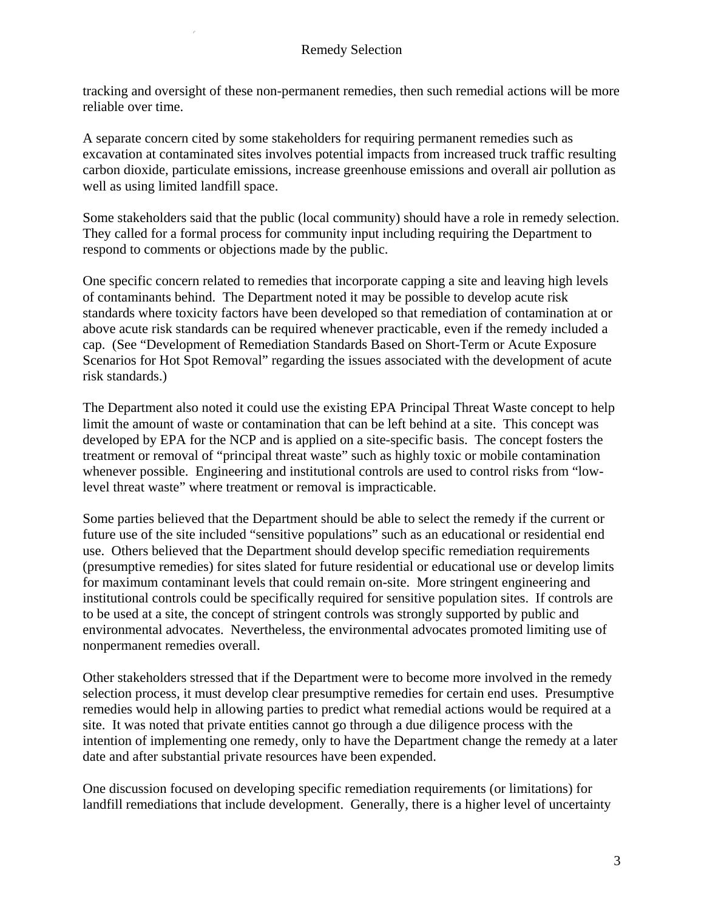tracking and oversight of these non-permanent remedies, then such remedial actions will be more reliable over time.

A separate concern cited by some stakeholders for requiring permanent remedies such as excavation at contaminated sites involves potential impacts from increased truck traffic resulting carbon dioxide, particulate emissions, increase greenhouse emissions and overall air pollution as well as using limited landfill space.

Some stakeholders said that the public (local community) should have a role in remedy selection. They called for a formal process for community input including requiring the Department to respond to comments or objections made by the public.

One specific concern related to remedies that incorporate capping a site and leaving high levels of contaminants behind. The Department noted it may be possible to develop acute risk standards where toxicity factors have been developed so that remediation of contamination at or above acute risk standards can be required whenever practicable, even if the remedy included a cap. (See "Development of Remediation Standards Based on Short-Term or Acute Exposure Scenarios for Hot Spot Removal" regarding the issues associated with the development of acute risk standards.)

The Department also noted it could use the existing EPA Principal Threat Waste concept to help limit the amount of waste or contamination that can be left behind at a site. This concept was developed by EPA for the NCP and is applied on a site-specific basis. The concept fosters the treatment or removal of "principal threat waste" such as highly toxic or mobile contamination whenever possible. Engineering and institutional controls are used to control risks from "low-level threat waste" where treatment or removal is impracticable.

Some parties believed that the Department should be able to select the remedy if the current or future use of the site included "sensitive populations" such as an educational or residential end use. Others believed that the Department should develop specific remediation requirements (presumptive remedies) for sites slated for future residential or educational use or develop limits for maximum contaminant levels that could remain on-site. More stringent engineering and institutional controls could be specifically required for sensitive population sites. If controls are to be used at a site, the concept of stringent controls was strongly supported by public and environmental advocates. Nevertheless, the environmental advocates promoted limiting use of nonpermanent remedies overall.

Other stakeholders stressed that if the Department were to become more involved in the remedy selection process, it must develop clear presumptive remedies for certain end uses. Presumptive remedies would help in allowing parties to predict what remedial actions would be required at a site. It was noted that private entities cannot go through a due diligence process with the intention of implementing one remedy, only to have the Department change the remedy at a later date and after substantial private resources have been expended.

One discussion focused on developing specific remediation requirements (or limitations) for landfill remediations that include development. Generally, there is a higher level of uncertainty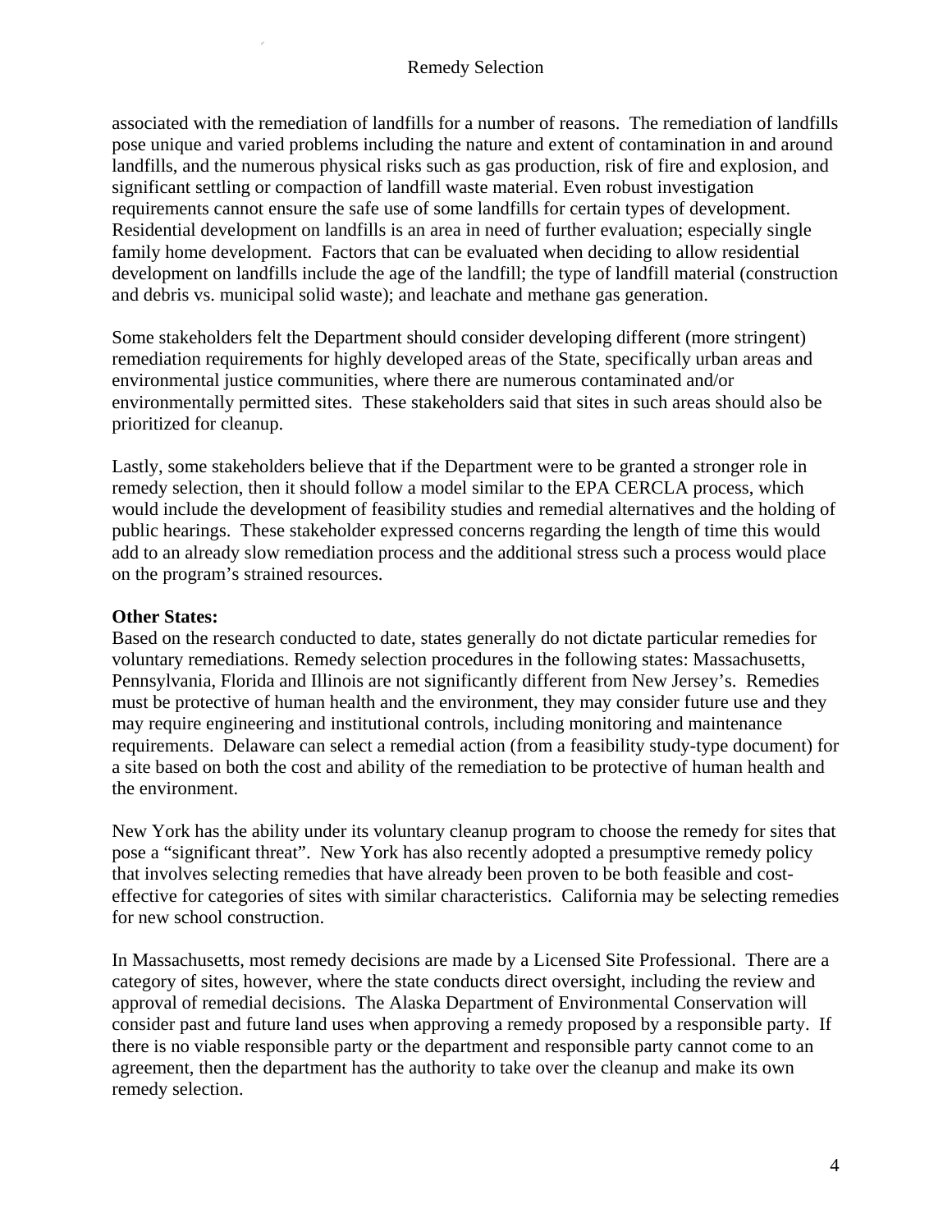associated with the remediation of landfills for a number of reasons. The remediation of landfills pose unique and varied problems including the nature and extent of contamination in and around landfills, and the numerous physical risks such as gas production, risk of fire and explosion, and significant settling or compaction of landfill waste material. Even robust investigation requirements cannot ensure the safe use of some landfills for certain types of development. Residential development on landfills is an area in need of further evaluation; especially single family home development. Factors that can be evaluated when deciding to allow residential development on landfills include the age of the landfill; the type of landfill material (construction and debris vs. municipal solid waste); and leachate and methane gas generation.

Some stakeholders felt the Department should consider developing different (more stringent) remediation requirements for highly developed areas of the State, specifically urban areas and environmental justice communities, where there are numerous contaminated and/or environmentally permitted sites. These stakeholders said that sites in such areas should also be prioritized for cleanup.

Lastly, some stakeholders believe that if the Department were to be granted a stronger role in remedy selection, then it should follow a model similar to the EPA CERCLA process, which would include the development of feasibility studies and remedial alternatives and the holding of public hearings. These stakeholder expressed concerns regarding the length of time this would add to an already slow remediation process and the additional stress such a process would place on the program's strained resources.

**Other States:**

Based on the research conducted to date, states generally do not dictate particular remedies for voluntary remediations. Remedy selection procedures in the following states: Massachusetts, Pennsylvania, Florida and Illinois are not significantly different from New Jersey's. Remedies must be protective of human health and the environment, they may consider future use and they may require engineering and institutional controls, including monitoring and maintenance requirements. Delaware can select a remedial action (from a feasibility study-type document) for a site based on both the cost and ability of the remediation to be protective of human health and the environment.

New York has the ability under its voluntary cleanup program to choose the remedy for sites that pose a "significant threat". New York has also recently adopted a presumptive remedy policy that involves selecting remedies that have already been proven to be both feasible and cost-effective for categories of sites with similar characteristics. California may be selecting remedies for new school construction.

In Massachusetts, most remedy decisions are made by a Licensed Site Professional. There are a category of sites, however, where the state conducts direct oversight, including the review and approval of remedial decisions. The Alaska Department of Environmental Conservation will consider past and future land uses when approving a remedy proposed by a responsible party. If there is no viable responsible party or the department and responsible party cannot come to an agreement, then the department has the authority to take over the cleanup and make its own remedy selection.